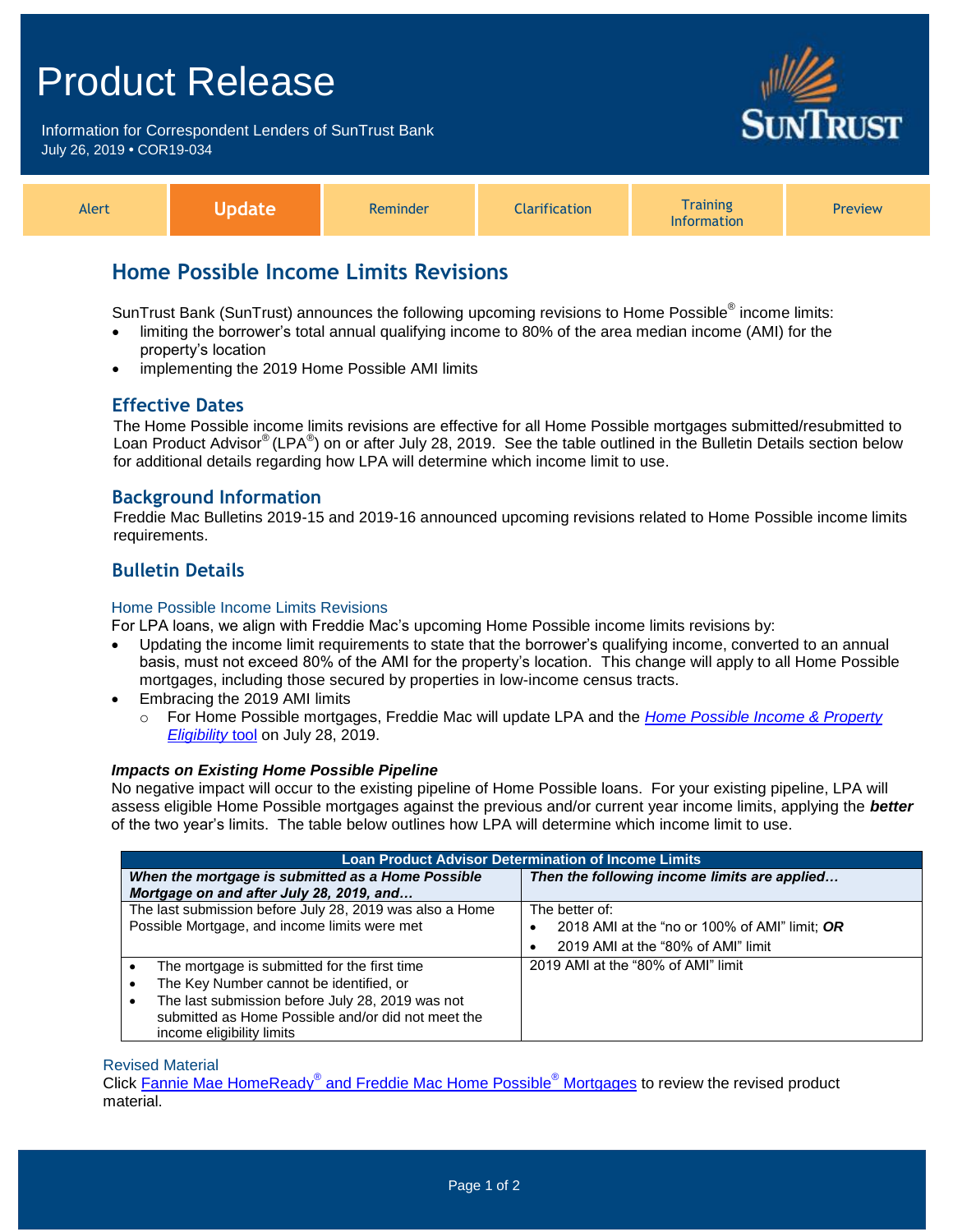# Product Release

Information for Correspondent Lenders of SunTrust Bank
July 26, 2019 • COR19-034

| Alert | **Update** | Reminder | Clarification | Training Information | Preview |
|---|---|---|---|---|---|

## Home Possible Income Limits Revisions

SunTrust Bank (SunTrust) announces the following upcoming revisions to Home Possible® income limits:

- limiting the borrower's total annual qualifying income to 80% of the area median income (AMI) for the property's location
- implementing the 2019 Home Possible AMI limits

### Effective Dates

The Home Possible income limits revisions are effective for all Home Possible mortgages submitted/resubmitted to Loan Product Advisor® (LPA®) on or after July 28, 2019. See the table outlined in the Bulletin Details section below for additional details regarding how LPA will determine which income limit to use.

### Background Information

Freddie Mac Bulletins 2019-15 and 2019-16 announced upcoming revisions related to Home Possible income limits requirements.

### Bulletin Details

#### Home Possible Income Limits Revisions

For LPA loans, we align with Freddie Mac's upcoming Home Possible income limits revisions by:

- Updating the income limit requirements to state that the borrower's qualifying income, converted to an annual basis, must not exceed 80% of the AMI for the property's location. This change will apply to all Home Possible mortgages, including those secured by properties in low-income census tracts.
- Embracing the 2019 AMI limits
  - For Home Possible mortgages, Freddie Mac will update LPA and the *Home Possible Income & Property Eligibility* tool on July 28, 2019.

***Impacts on Existing Home Possible Pipeline***

No negative impact will occur to the existing pipeline of Home Possible loans. For your existing pipeline, LPA will assess eligible Home Possible mortgages against the previous and/or current year income limits, applying the ***better*** of the two year's limits. The table below outlines how LPA will determine which income limit to use.

| Loan Product Advisor Determination of Income Limits | |
|---|---|
| ***When the mortgage is submitted as a Home Possible Mortgage on and after July 28, 2019, and…*** | ***Then the following income limits are applied…*** |
| The last submission before July 28, 2019 was also a Home Possible Mortgage, and income limits were met | The better of:<br>• 2018 AMI at the "no or 100% of AMI" limit; ***OR***<br>• 2019 AMI at the "80% of AMI" limit |
| • The mortgage is submitted for the first time<br>• The Key Number cannot be identified, or<br>• The last submission before July 28, 2019 was not submitted as Home Possible and/or did not meet the income eligibility limits | 2019 AMI at the "80% of AMI" limit |

#### Revised Material

Click Fannie Mae HomeReady® and Freddie Mac Home Possible® Mortgages to review the revised product material.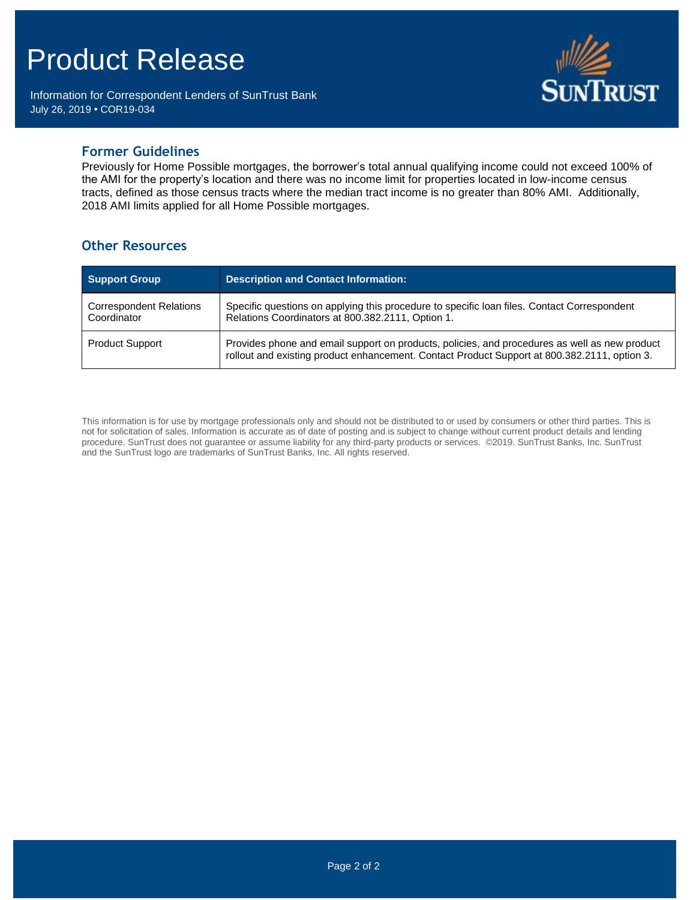## Former Guidelines

Previously for Home Possible mortgages, the borrower's total annual qualifying income could not exceed 100% of the AMI for the property's location and there was no income limit for properties located in low-income census tracts, defined as those census tracts where the median tract income is no greater than 80% AMI. Additionally, 2018 AMI limits applied for all Home Possible mortgages.

## Other Resources

| Support Group | Description and Contact Information: |
|---|---|
| Correspondent Relations Coordinator | Specific questions on applying this procedure to specific loan files. Contact Correspondent Relations Coordinators at 800.382.2111, Option 1. |
| Product Support | Provides phone and email support on products, policies, and procedures as well as new product rollout and existing product enhancement. Contact Product Support at 800.382.2111, option 3. |

This information is for use by mortgage professionals only and should not be distributed to or used by consumers or other third parties. This is not for solicitation of sales. Information is accurate as of date of posting and is subject to change without current product details and lending procedure. SunTrust does not guarantee or assume liability for any third-party products or services. ©2019. SunTrust Banks, Inc. SunTrust and the SunTrust logo are trademarks of SunTrust Banks, Inc. All rights reserved.